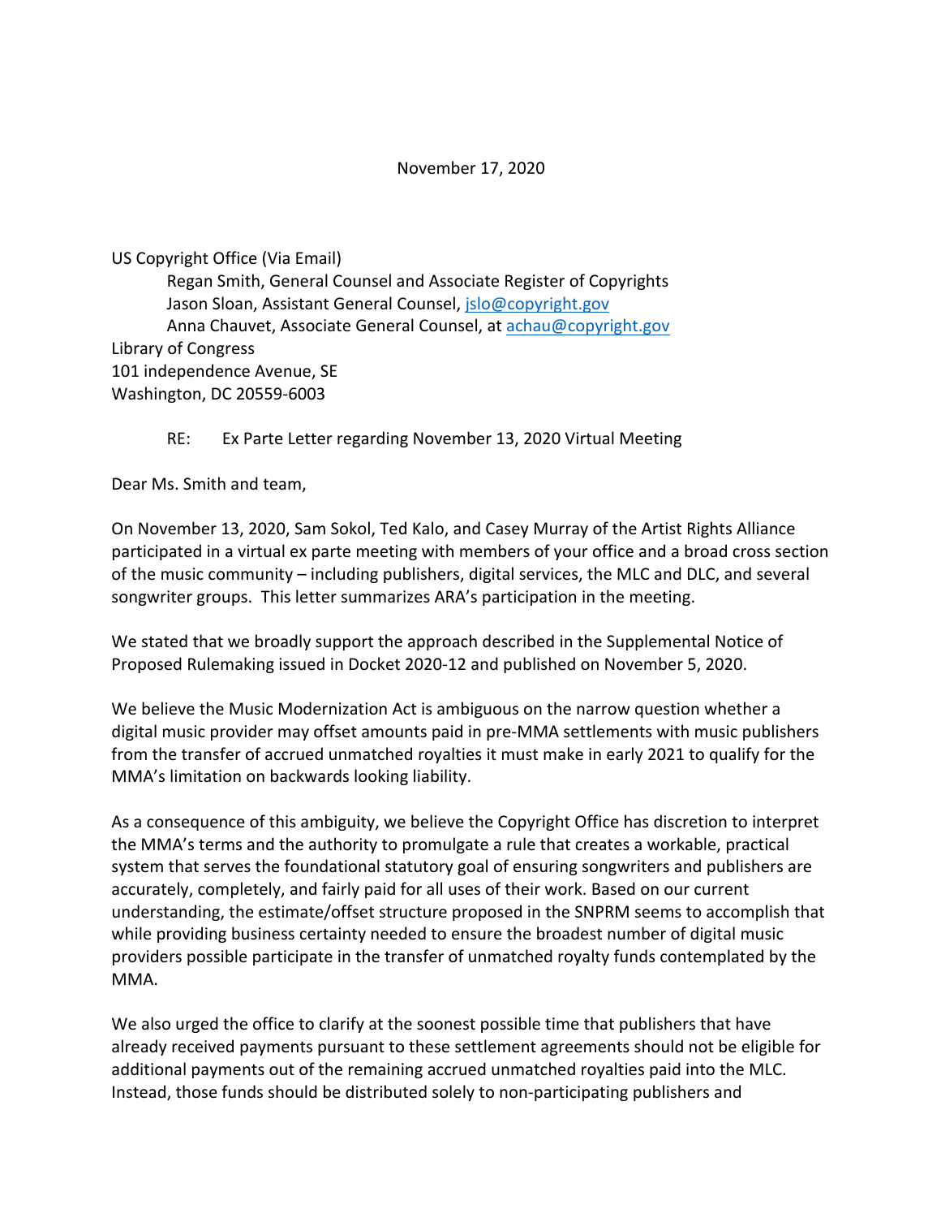November 17, 2020

US Copyright Office (Via Email)
Regan Smith, General Counsel and Associate Register of Copyrights
Jason Sloan, Assistant General Counsel, jslo@copyright.gov
Anna Chauvet, Associate General Counsel, at achau@copyright.gov
Library of Congress
101 independence Avenue, SE
Washington, DC 20559-6003

RE: Ex Parte Letter regarding November 13, 2020 Virtual Meeting

Dear Ms. Smith and team,

On November 13, 2020, Sam Sokol, Ted Kalo, and Casey Murray of the Artist Rights Alliance participated in a virtual ex parte meeting with members of your office and a broad cross section of the music community – including publishers, digital services, the MLC and DLC, and several songwriter groups. This letter summarizes ARA's participation in the meeting.

We stated that we broadly support the approach described in the Supplemental Notice of Proposed Rulemaking issued in Docket 2020-12 and published on November 5, 2020.

We believe the Music Modernization Act is ambiguous on the narrow question whether a digital music provider may offset amounts paid in pre-MMA settlements with music publishers from the transfer of accrued unmatched royalties it must make in early 2021 to qualify for the MMA's limitation on backwards looking liability.

As a consequence of this ambiguity, we believe the Copyright Office has discretion to interpret the MMA's terms and the authority to promulgate a rule that creates a workable, practical system that serves the foundational statutory goal of ensuring songwriters and publishers are accurately, completely, and fairly paid for all uses of their work. Based on our current understanding, the estimate/offset structure proposed in the SNPRM seems to accomplish that while providing business certainty needed to ensure the broadest number of digital music providers possible participate in the transfer of unmatched royalty funds contemplated by the MMA.

We also urged the office to clarify at the soonest possible time that publishers that have already received payments pursuant to these settlement agreements should not be eligible for additional payments out of the remaining accrued unmatched royalties paid into the MLC. Instead, those funds should be distributed solely to non-participating publishers and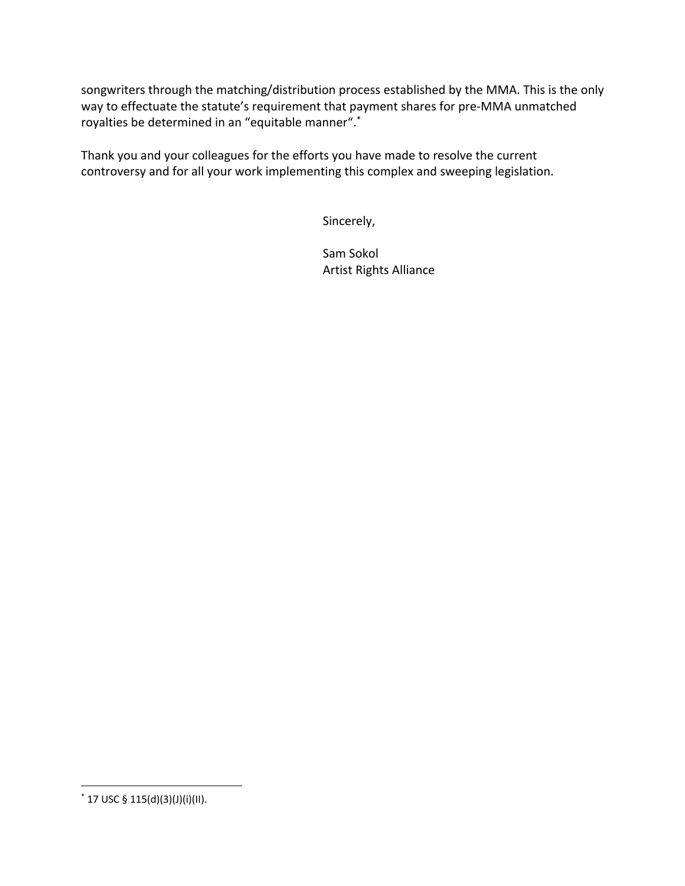songwriters through the matching/distribution process established by the MMA. This is the only way to effectuate the statute's requirement that payment shares for pre-MMA unmatched royalties be determined in an "equitable manner".*

Thank you and your colleagues for the efforts you have made to resolve the current controversy and for all your work implementing this complex and sweeping legislation.

Sincerely,

Sam Sokol  
Artist Rights Alliance

---

* 17 USC § 115(d)(3)(J)(i)(II).